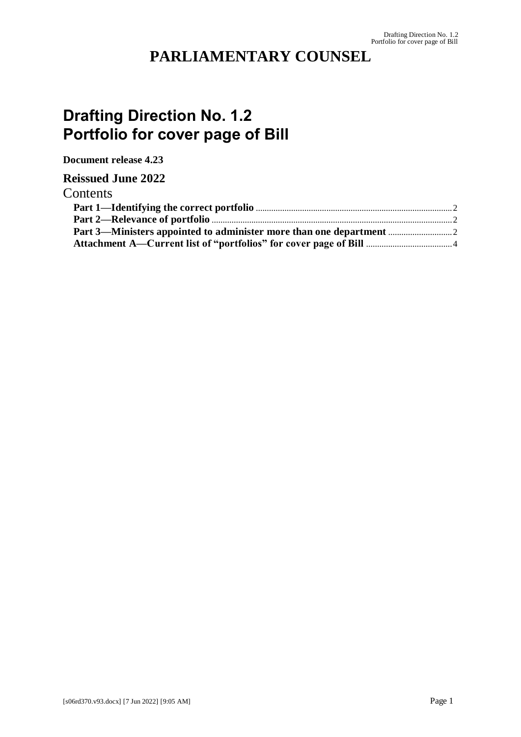# PARLIAMENTARY COUNSEL

# Drafting Direction No. 1.2
# Portfolio for cover page of Bill

**Document release 4.23**

## Reissued June 2022

Contents

**Part 1—Identifying the correct portfolio** ........................................ 2
**Part 2—Relevance of portfolio** ........................................ 2
**Part 3—Ministers appointed to administer more than one department** ........................................ 2
**Attachment A—Current list of "portfolios" for cover page of Bill** ........................................ 4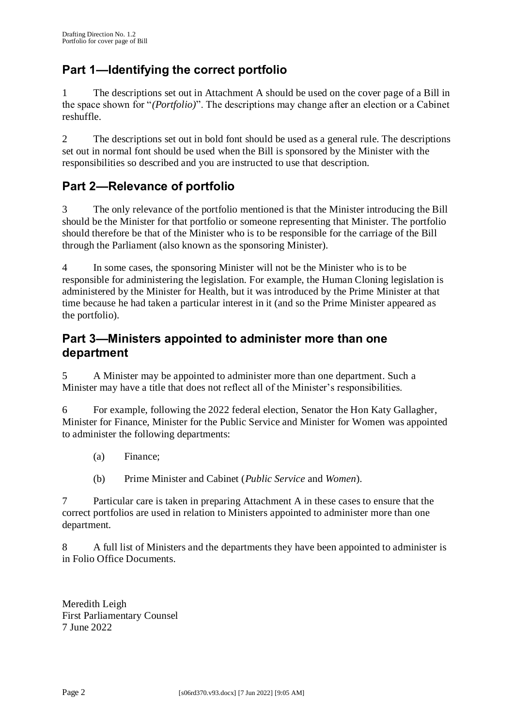## Part 1—Identifying the correct portfolio

1 The descriptions set out in Attachment A should be used on the cover page of a Bill in the space shown for "*(Portfolio)*". The descriptions may change after an election or a Cabinet reshuffle.

2 The descriptions set out in bold font should be used as a general rule. The descriptions set out in normal font should be used when the Bill is sponsored by the Minister with the responsibilities so described and you are instructed to use that description.

## Part 2—Relevance of portfolio

3 The only relevance of the portfolio mentioned is that the Minister introducing the Bill should be the Minister for that portfolio or someone representing that Minister. The portfolio should therefore be that of the Minister who is to be responsible for the carriage of the Bill through the Parliament (also known as the sponsoring Minister).

4 In some cases, the sponsoring Minister will not be the Minister who is to be responsible for administering the legislation. For example, the Human Cloning legislation is administered by the Minister for Health, but it was introduced by the Prime Minister at that time because he had taken a particular interest in it (and so the Prime Minister appeared as the portfolio).

## Part 3—Ministers appointed to administer more than one department

5 A Minister may be appointed to administer more than one department. Such a Minister may have a title that does not reflect all of the Minister's responsibilities.

6 For example, following the 2022 federal election, Senator the Hon Katy Gallagher, Minister for Finance, Minister for the Public Service and Minister for Women was appointed to administer the following departments:

(a) Finance;

(b) Prime Minister and Cabinet (*Public Service* and *Women*).

7 Particular care is taken in preparing Attachment A in these cases to ensure that the correct portfolios are used in relation to Ministers appointed to administer more than one department.

8 A full list of Ministers and the departments they have been appointed to administer is in Folio Office Documents.

Meredith Leigh
First Parliamentary Counsel
7 June 2022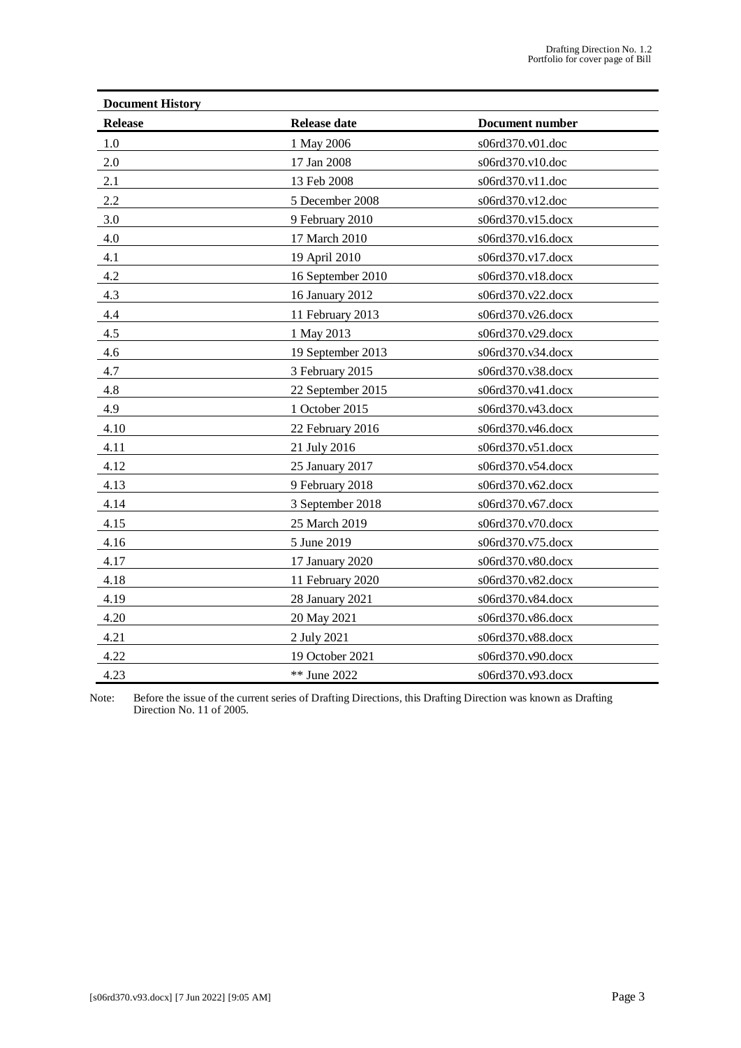**Document History**

| Release | Release date | Document number |
|---|---|---|
| 1.0 | 1 May 2006 | s06rd370.v01.doc |
| 2.0 | 17 Jan 2008 | s06rd370.v10.doc |
| 2.1 | 13 Feb 2008 | s06rd370.v11.doc |
| 2.2 | 5 December 2008 | s06rd370.v12.doc |
| 3.0 | 9 February 2010 | s06rd370.v15.docx |
| 4.0 | 17 March 2010 | s06rd370.v16.docx |
| 4.1 | 19 April 2010 | s06rd370.v17.docx |
| 4.2 | 16 September 2010 | s06rd370.v18.docx |
| 4.3 | 16 January 2012 | s06rd370.v22.docx |
| 4.4 | 11 February 2013 | s06rd370.v26.docx |
| 4.5 | 1 May 2013 | s06rd370.v29.docx |
| 4.6 | 19 September 2013 | s06rd370.v34.docx |
| 4.7 | 3 February 2015 | s06rd370.v38.docx |
| 4.8 | 22 September 2015 | s06rd370.v41.docx |
| 4.9 | 1 October 2015 | s06rd370.v43.docx |
| 4.10 | 22 February 2016 | s06rd370.v46.docx |
| 4.11 | 21 July 2016 | s06rd370.v51.docx |
| 4.12 | 25 January 2017 | s06rd370.v54.docx |
| 4.13 | 9 February 2018 | s06rd370.v62.docx |
| 4.14 | 3 September 2018 | s06rd370.v67.docx |
| 4.15 | 25 March 2019 | s06rd370.v70.docx |
| 4.16 | 5 June 2019 | s06rd370.v75.docx |
| 4.17 | 17 January 2020 | s06rd370.v80.docx |
| 4.18 | 11 February 2020 | s06rd370.v82.docx |
| 4.19 | 28 January 2021 | s06rd370.v84.docx |
| 4.20 | 20 May 2021 | s06rd370.v86.docx |
| 4.21 | 2 July 2021 | s06rd370.v88.docx |
| 4.22 | 19 October 2021 | s06rd370.v90.docx |
| 4.23 | ** June 2022 | s06rd370.v93.docx |

Note: Before the issue of the current series of Drafting Directions, this Drafting Direction was known as Drafting Direction No. 11 of 2005.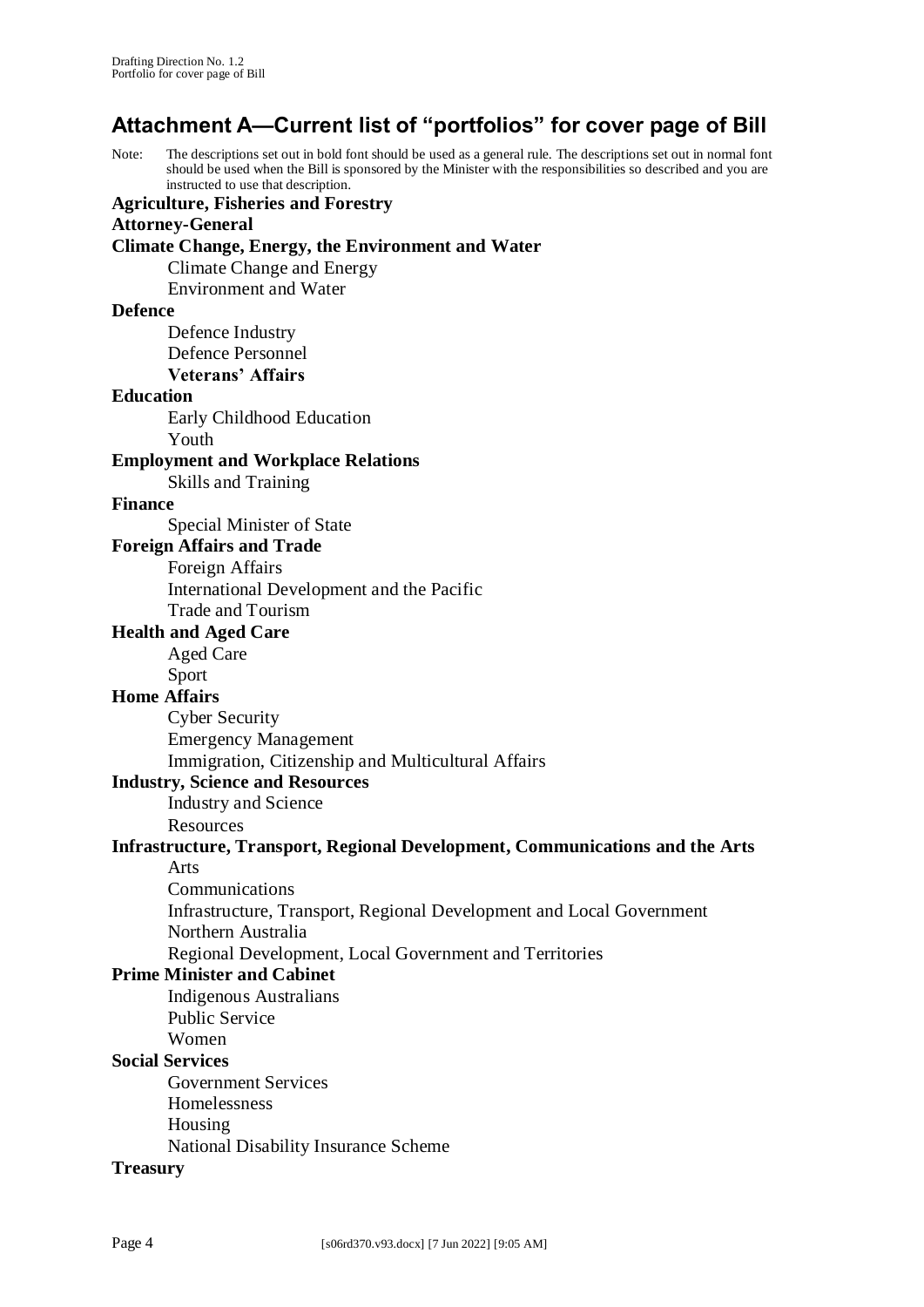## Attachment A—Current list of "portfolios" for cover page of Bill

Note: The descriptions set out in bold font should be used as a general rule. The descriptions set out in normal font should be used when the Bill is sponsored by the Minister with the responsibilities so described and you are instructed to use that description.

**Agriculture, Fisheries and Forestry**

**Attorney-General**

**Climate Change, Energy, the Environment and Water**

- Climate Change and Energy
- Environment and Water

**Defence**

- Defence Industry
- Defence Personnel
- **Veterans' Affairs**

**Education**

- Early Childhood Education
- Youth

**Employment and Workplace Relations**

- Skills and Training

**Finance**

- Special Minister of State

**Foreign Affairs and Trade**

- Foreign Affairs
- International Development and the Pacific
- Trade and Tourism

**Health and Aged Care**

- Aged Care
- Sport

**Home Affairs**

- Cyber Security
- Emergency Management
- Immigration, Citizenship and Multicultural Affairs

**Industry, Science and Resources**

- Industry and Science
- Resources

**Infrastructure, Transport, Regional Development, Communications and the Arts**

- Arts
- Communications
- Infrastructure, Transport, Regional Development and Local Government
- Northern Australia
- Regional Development, Local Government and Territories

**Prime Minister and Cabinet**

- Indigenous Australians
- Public Service
- Women

**Social Services**

- Government Services
- Homelessness
- Housing
- National Disability Insurance Scheme

**Treasury**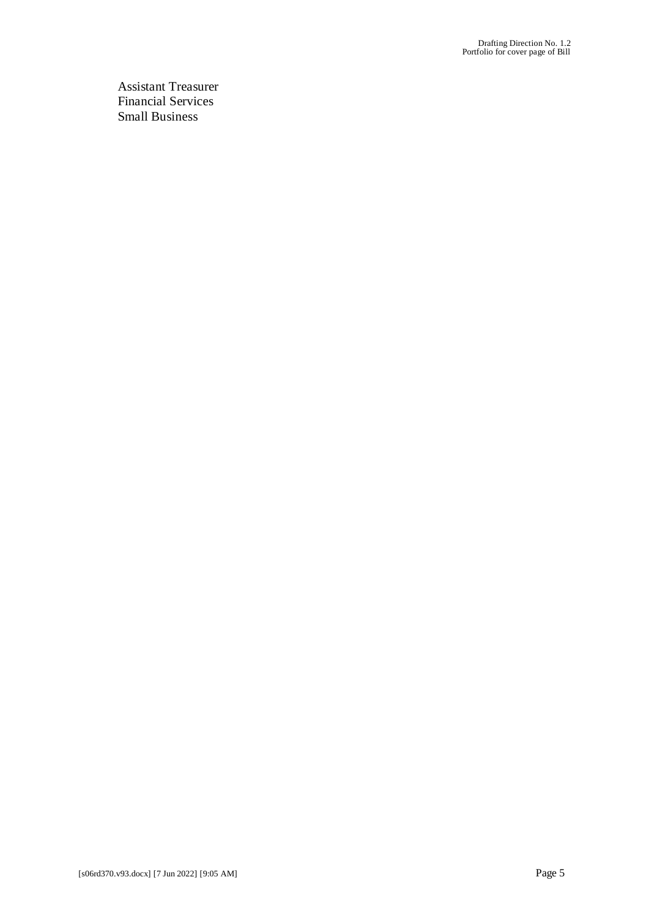Assistant Treasurer
Financial Services
Small Business